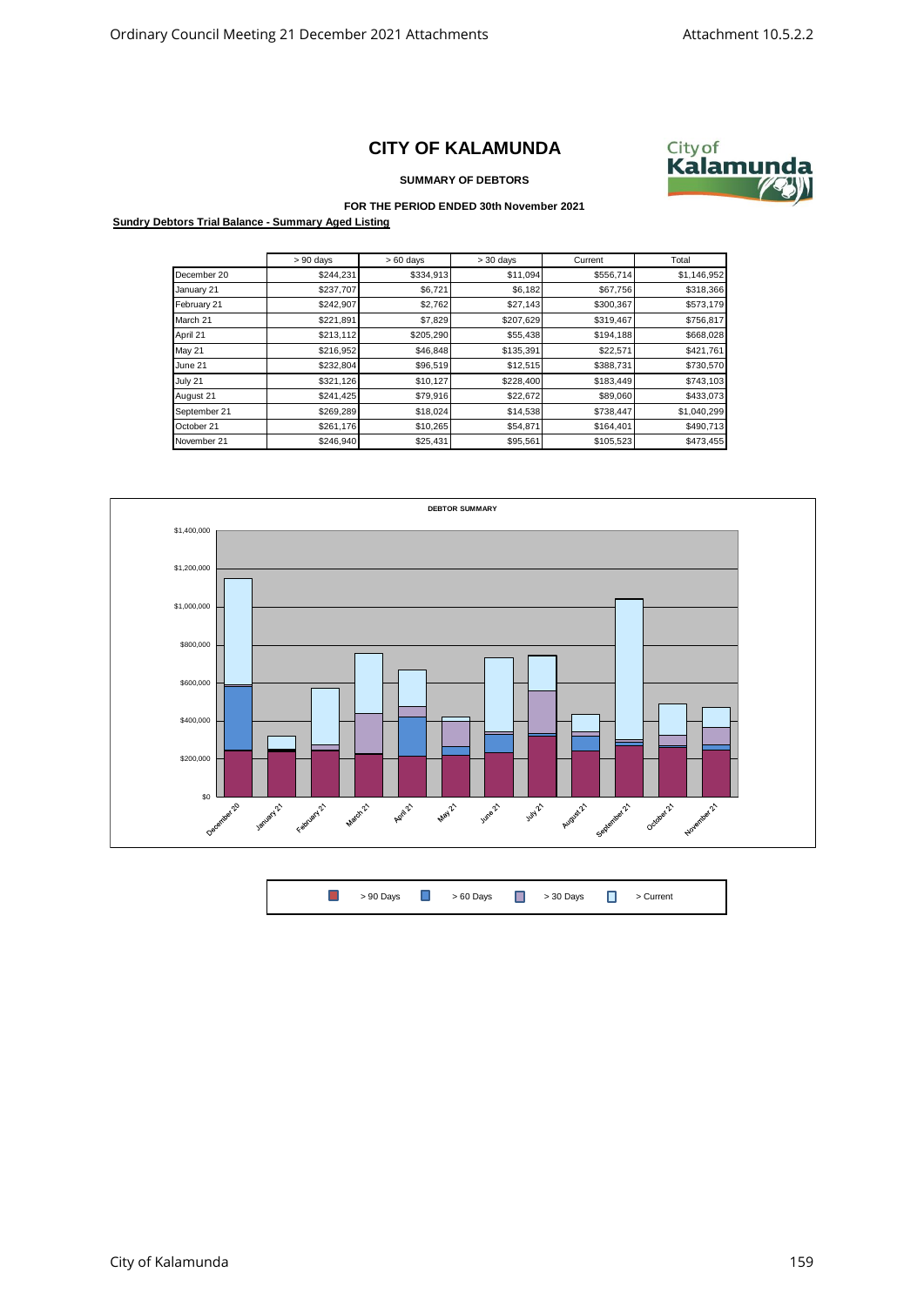# CITY OF KALAMUNDA

**SUMMARY OF DEBTORS**

**FOR THE PERIOD ENDED 30th November 2021**

**Sundry Debtors Trial Balance - Summary Aged Listing**

| | > 90 days | > 60 days | > 30 days | Current | Total |
|---|---|---|---|---|---|
| December 20 | $244,231 | $334,913 | $11,094 | $556,714 | $1,146,952 |
| January 21 | $237,707 | $6,721 | $6,182 | $67,756 | $318,366 |
| February 21 | $242,907 | $2,762 | $27,143 | $300,367 | $573,179 |
| March 21 | $221,891 | $7,829 | $207,629 | $319,467 | $756,817 |
| April 21 | $213,112 | $205,290 | $55,438 | $194,188 | $668,028 |
| May 21 | $216,952 | $46,848 | $135,391 | $22,571 | $421,761 |
| June 21 | $232,804 | $96,519 | $12,515 | $388,731 | $730,570 |
| July 21 | $321,126 | $10,127 | $228,400 | $183,449 | $743,103 |
| August 21 | $241,425 | $79,916 | $22,672 | $89,060 | $433,073 |
| September 21 | $269,289 | $18,024 | $14,538 | $738,447 | $1,040,299 |
| October 21 | $261,176 | $10,265 | $54,871 | $164,401 | $490,713 |
| November 21 | $246,940 | $25,431 | $95,561 | $105,523 | $473,455 |

DEBTOR SUMMARY

> 90 Days | > 60 Days | > 30 Days | > Current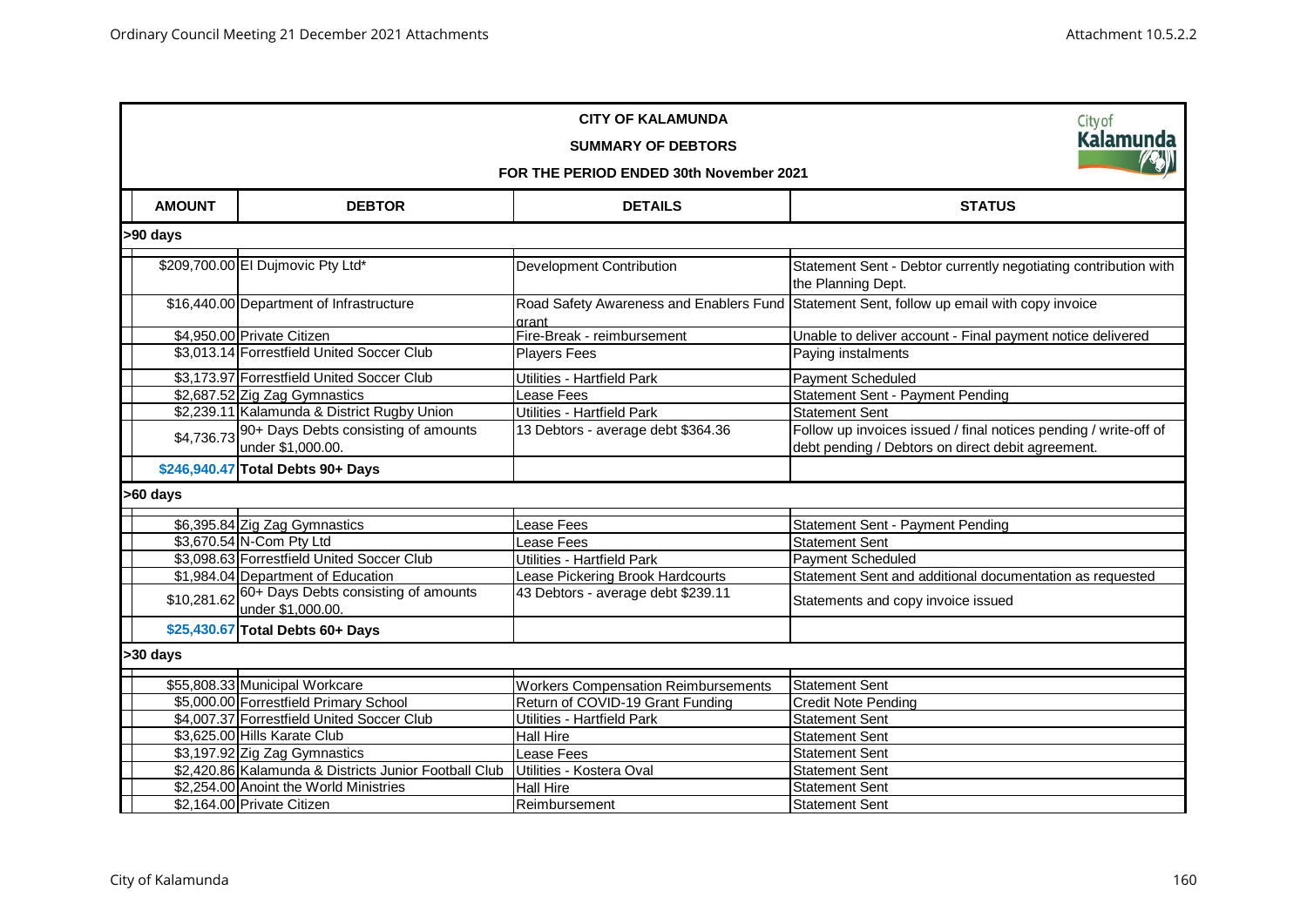# CITY OF KALAMUNDA

## SUMMARY OF DEBTORS

### FOR THE PERIOD ENDED 30th November 2021

| AMOUNT | DEBTOR | DETAILS | STATUS |
|---|---|---|---|
| **>90 days** | | | |
| $209,700.00 | El Dujmovic Pty Ltd* | Development Contribution | Statement Sent - Debtor currently negotiating contribution with the Planning Dept. |
| $16,440.00 | Department of Infrastructure | Road Safety Awareness and Enablers Fund grant | Statement Sent, follow up email with copy invoice |
| $4,950.00 | Private Citizen | Fire-Break - reimbursement | Unable to deliver account - Final payment notice delivered |
| $3,013.14 | Forrestfield United Soccer Club | Players Fees | Paying instalments |
| $3,173.97 | Forrestfield United Soccer Club | Utilities - Hartfield Park | Payment Scheduled |
| $2,687.52 | Zig Zag Gymnastics | Lease Fees | Statement Sent - Payment Pending |
| $2,239.11 | Kalamunda & District Rugby Union | Utilities - Hartfield Park | Statement Sent |
| $4,736.73 | 90+ Days Debts consisting of amounts under $1,000.00. | 13 Debtors - average debt $364.36 | Follow up invoices issued / final notices pending / write-off of debt pending / Debtors on direct debit agreement. |
| **$246,940.47** | **Total Debts 90+ Days** | | |
| **>60 days** | | | |
| $6,395.84 | Zig Zag Gymnastics | Lease Fees | Statement Sent - Payment Pending |
| $3,670.54 | N-Com Pty Ltd | Lease Fees | Statement Sent |
| $3,098.63 | Forrestfield United Soccer Club | Utilities - Hartfield Park | Payment Scheduled |
| $1,984.04 | Department of Education | Lease Pickering Brook Hardcourts | Statement Sent and additional documentation as requested |
| $10,281.62 | 60+ Days Debts consisting of amounts under $1,000.00. | 43 Debtors - average debt $239.11 | Statements and copy invoice issued |
| **$25,430.67** | **Total Debts 60+ Days** | | |
| **>30 days** | | | |
| $55,808.33 | Municipal Workcare | Workers Compensation Reimbursements | Statement Sent |
| $5,000.00 | Forrestfield Primary School | Return of COVID-19 Grant Funding | Credit Note Pending |
| $4,007.37 | Forrestfield United Soccer Club | Utilities - Hartfield Park | Statement Sent |
| $3,625.00 | Hills Karate Club | Hall Hire | Statement Sent |
| $3,197.92 | Zig Zag Gymnastics | Lease Fees | Statement Sent |
| $2,420.86 | Kalamunda & Districts Junior Football Club | Utilities - Kostera Oval | Statement Sent |
| $2,254.00 | Anoint the World Ministries | Hall Hire | Statement Sent |
| $2,164.00 | Private Citizen | Reimbursement | Statement Sent |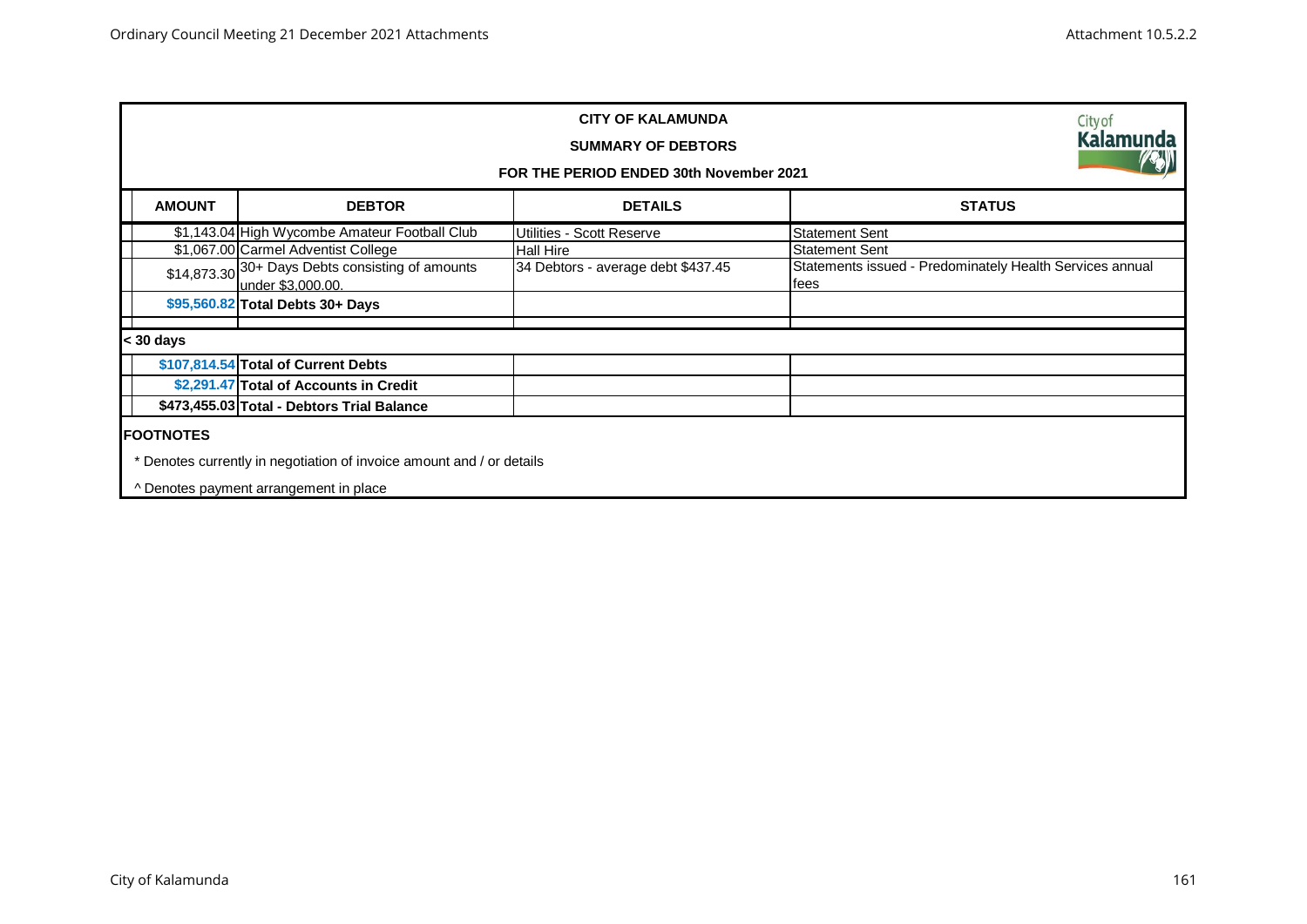**CITY OF KALAMUNDA**

**SUMMARY OF DEBTORS**

**FOR THE PERIOD ENDED 30th November 2021**

| AMOUNT | DEBTOR | DETAILS | STATUS |
|---|---|---|---|
| $1,143.04 | High Wycombe Amateur Football Club | Utilities - Scott Reserve | Statement Sent |
| $1,067.00 | Carmel Adventist College | Hall Hire | Statement Sent |
| $14,873.30 | 30+ Days Debts consisting of amounts under $3,000.00. | 34 Debtors - average debt $437.45 | Statements issued - Predominately Health Services annual fees |
| **$95,560.82** | **Total Debts 30+ Days** | | |
| | | | |
| **< 30 days** | | | |
| **$107,814.54** | **Total of Current Debts** | | |
| **$2,291.47** | **Total of Accounts in Credit** | | |
| **$473,455.03** | **Total - Debtors Trial Balance** | | |

**FOOTNOTES**

* Denotes currently in negotiation of invoice amount and / or details

^ Denotes payment arrangement in place